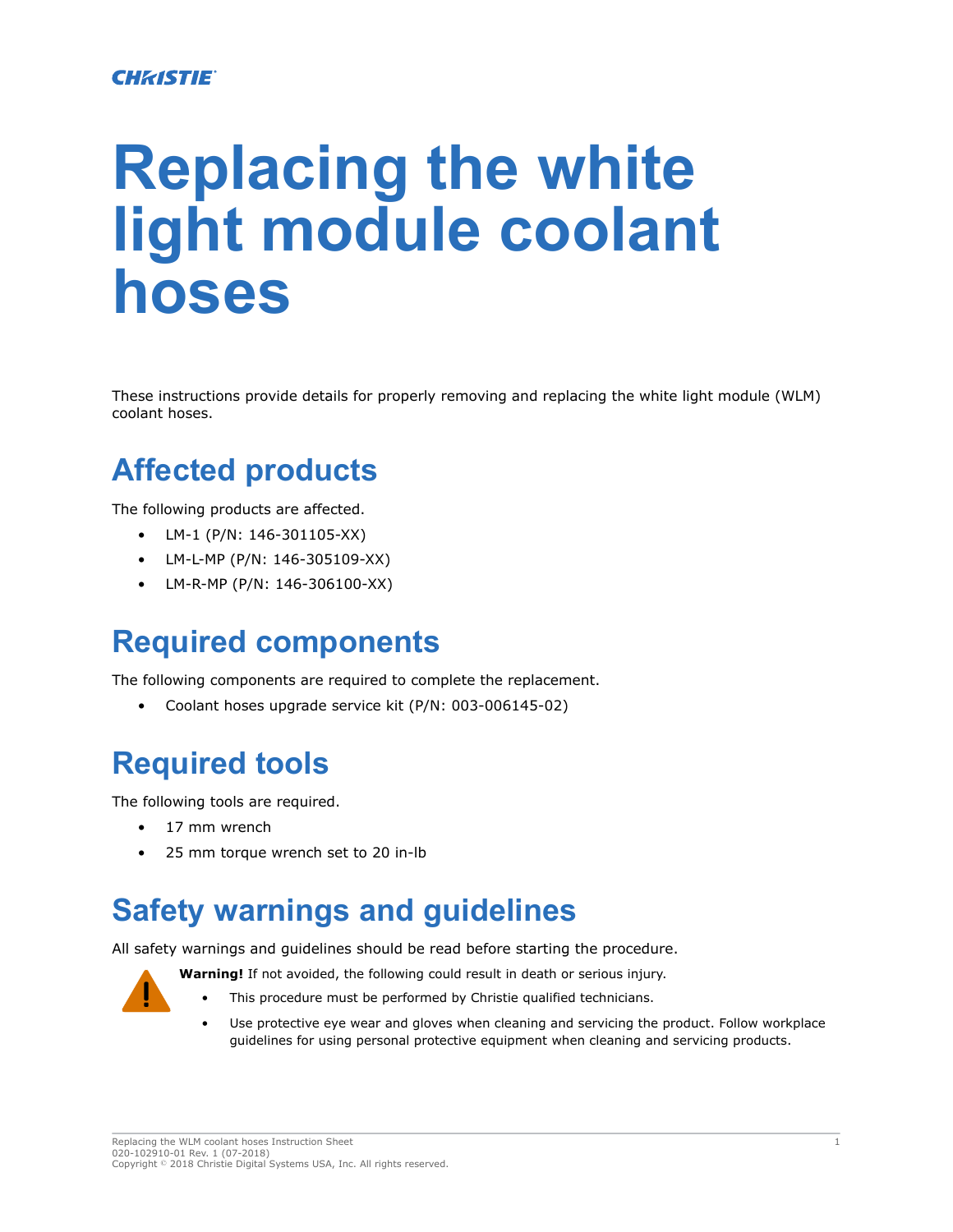# Replacing the white light module coolant hoses

These instructions provide details for properly removing and replacing the white light module (WLM) coolant hoses.

## Affected products

The following products are affected.

- LM-1 (P/N: 146-301105-XX)
- LM-L-MP (P/N: 146-305109-XX)
- LM-R-MP (P/N: 146-306100-XX)

## Required components

The following components are required to complete the replacement.

- Coolant hoses upgrade service kit (P/N: 003-006145-02)

## Required tools

The following tools are required.

- 17 mm wrench
- 25 mm torque wrench set to 20 in-lb

## Safety warnings and guidelines

All safety warnings and guidelines should be read before starting the procedure.

**Warning!** If not avoided, the following could result in death or serious injury.

- This procedure must be performed by Christie qualified technicians.
- Use protective eye wear and gloves when cleaning and servicing the product. Follow workplace guidelines for using personal protective equipment when cleaning and servicing products.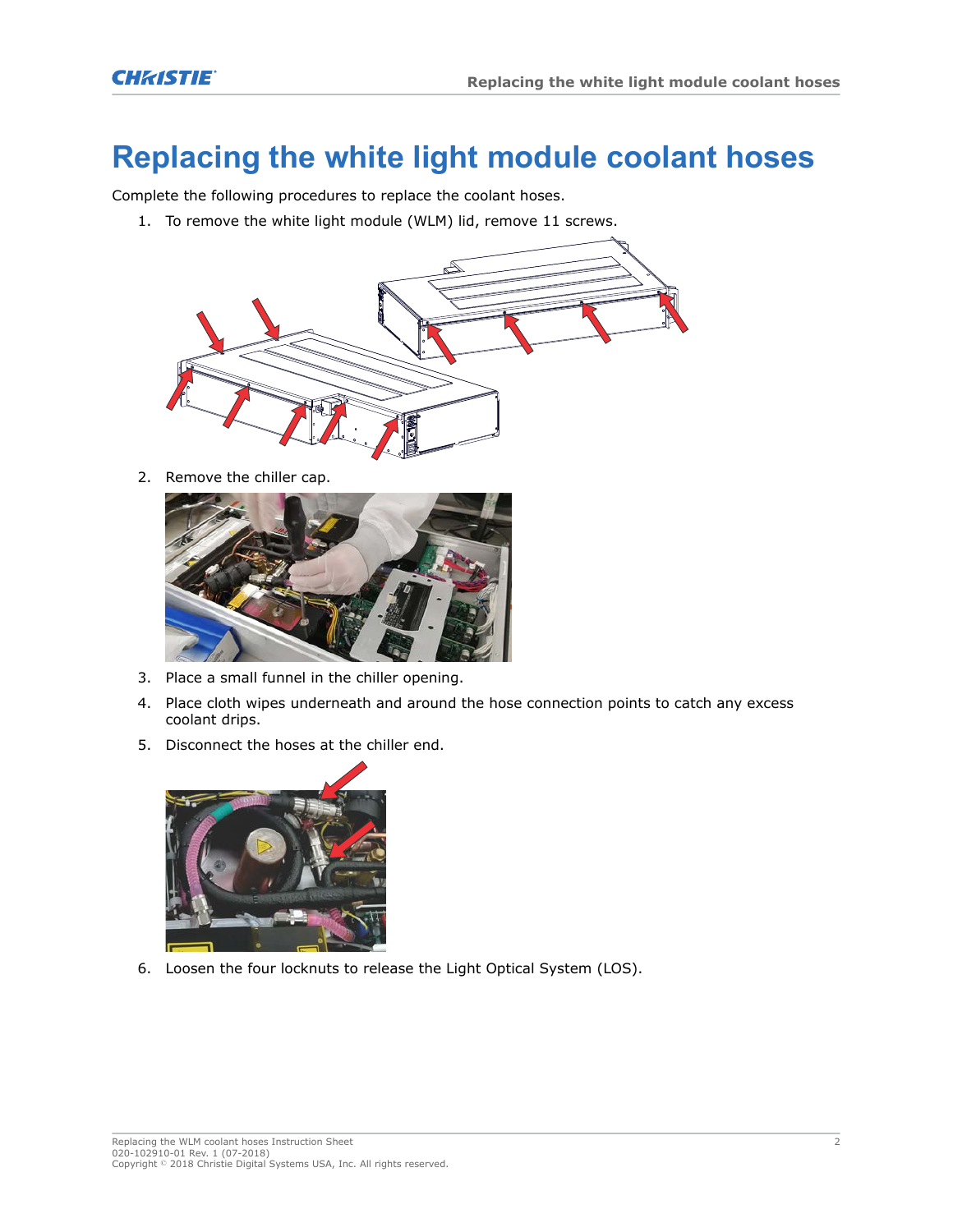# Replacing the white light module coolant hoses

Complete the following procedures to replace the coolant hoses.

1. To remove the white light module (WLM) lid, remove 11 screws.
2. Remove the chiller cap.
3. Place a small funnel in the chiller opening.
4. Place cloth wipes underneath and around the hose connection points to catch any excess coolant drips.
5. Disconnect the hoses at the chiller end.
6. Loosen the four locknuts to release the Light Optical System (LOS).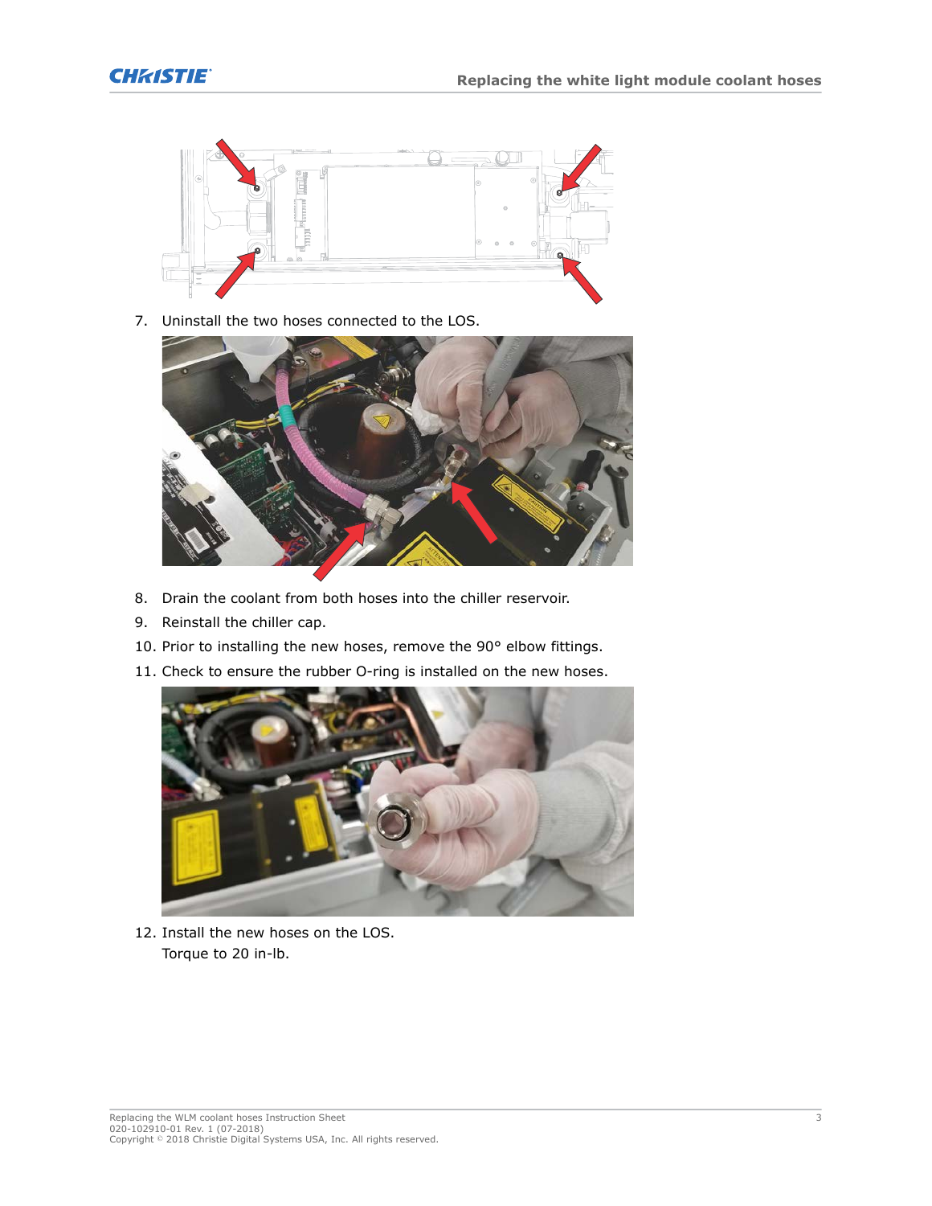7. Uninstall the two hoses connected to the LOS.

8. Drain the coolant from both hoses into the chiller reservoir.
9. Reinstall the chiller cap.
10. Prior to installing the new hoses, remove the 90° elbow fittings.
11. Check to ensure the rubber O-ring is installed on the new hoses.

12. Install the new hoses on the LOS.
    Torque to 20 in-lb.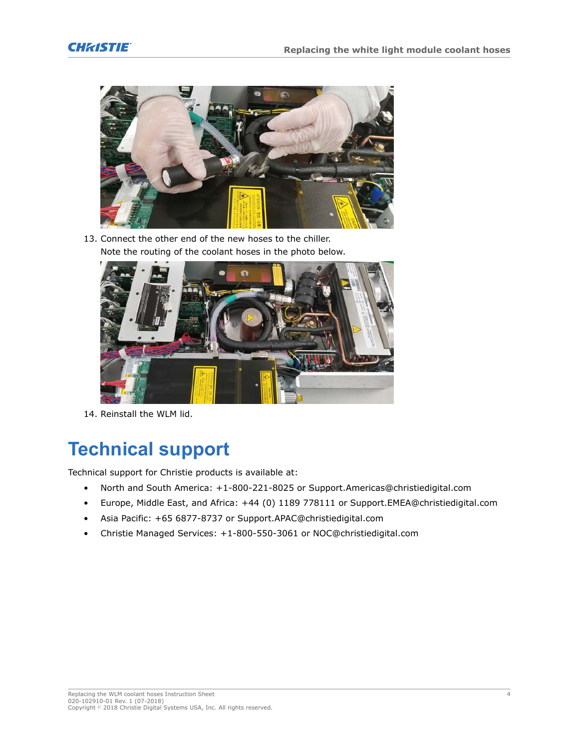13. Connect the other end of the new hoses to the chiller.

    Note the routing of the coolant hoses in the photo below.

14. Reinstall the WLM lid.

# Technical support

Technical support for Christie products is available at:

- North and South America: +1-800-221-8025 or Support.Americas@christiedigital.com
- Europe, Middle East, and Africa: +44 (0) 1189 778111 or Support.EMEA@christiedigital.com
- Asia Pacific: +65 6877-8737 or Support.APAC@christiedigital.com
- Christie Managed Services: +1-800-550-3061 or NOC@christiedigital.com